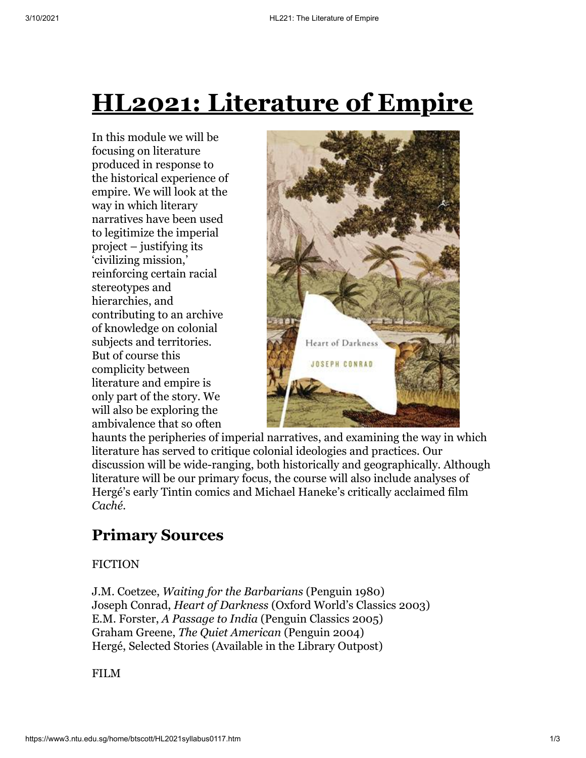# HL2021: Literature of Empire

In this module we will be focusing on literature produced in response to the historical experience of empire. We will look at the way in which literary narratives have been used to legitimize the imperial project – justifying its 'civilizing mission,' reinforcing certain racial stereotypes and hierarchies, and contributing to an archive of knowledge on colonial subjects and territories. But of course this complicity between literature and empire is only part of the story. We will also be exploring the ambivalence that so often haunts the peripheries of imperial narratives, and examining the way in which literature has served to critique colonial ideologies and practices. Our discussion will be wide-ranging, both historically and geographically. Although literature will be our primary focus, the course will also include analyses of Hergé's early Tintin comics and Michael Haneke's critically acclaimed film *Caché*.

## Primary Sources

FICTION

J.M. Coetzee, *Waiting for the Barbarians* (Penguin 1980)
Joseph Conrad, *Heart of Darkness* (Oxford World's Classics 2003)
E.M. Forster, *A Passage to India* (Penguin Classics 2005)
Graham Greene, *The Quiet American* (Penguin 2004)
Hergé, Selected Stories (Available in the Library Outpost)

FILM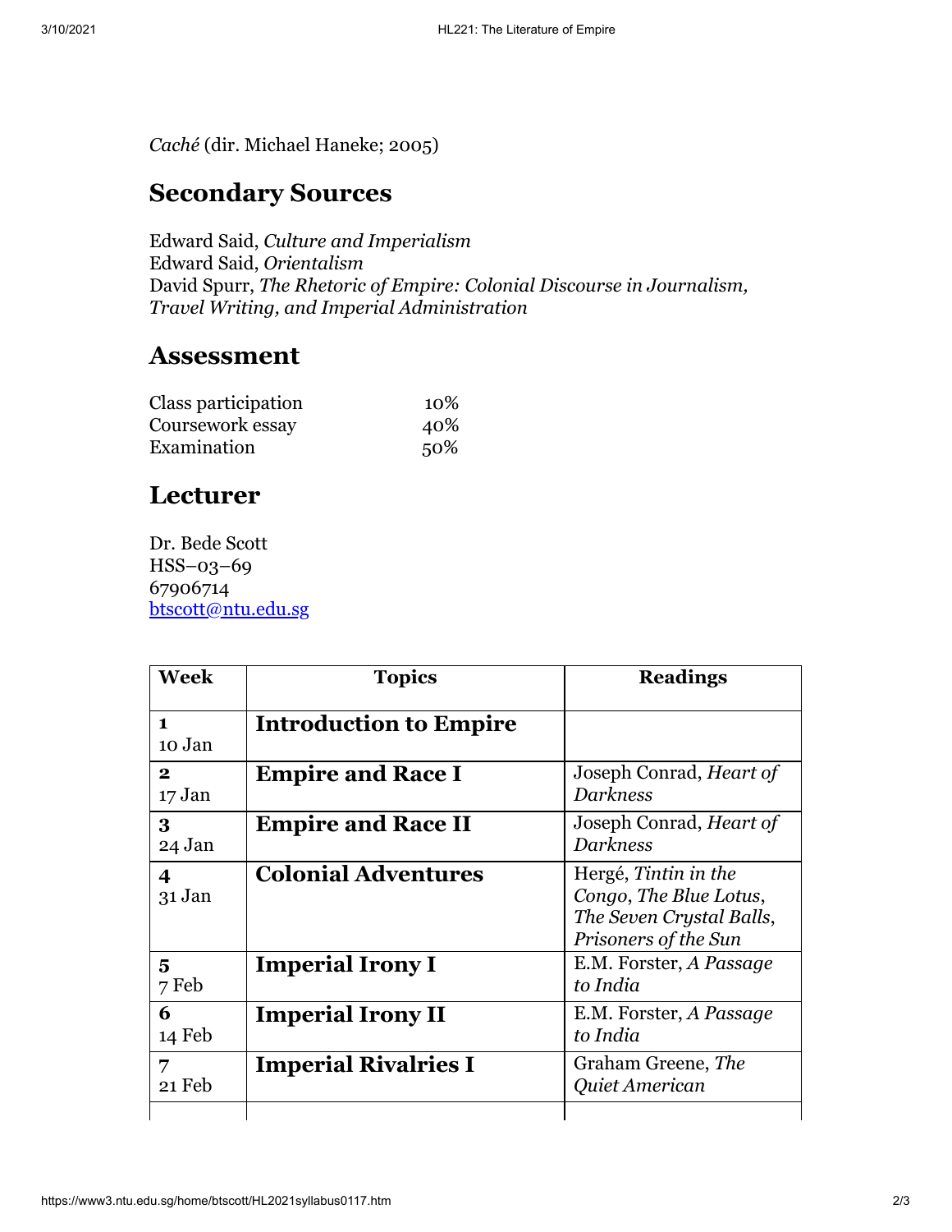*Caché* (dir. Michael Haneke; 2005)

## Secondary Sources

Edward Said, *Culture and Imperialism*
Edward Said, *Orientalism*
David Spurr, *The Rhetoric of Empire: Colonial Discourse in Journalism, Travel Writing, and Imperial Administration*

## Assessment

| | |
|---|---|
| Class participation | 10% |
| Coursework essay | 40% |
| Examination | 50% |

## Lecturer

Dr. Bede Scott
HSS–03–69
67906714
btscott@ntu.edu.sg

| Week | Topics | Readings |
|---|---|---|
| **1** 10 Jan | **Introduction to Empire** | |
| **2** 17 Jan | **Empire and Race I** | Joseph Conrad, *Heart of Darkness* |
| **3** 24 Jan | **Empire and Race II** | Joseph Conrad, *Heart of Darkness* |
| **4** 31 Jan | **Colonial Adventures** | Hergé, *Tintin in the Congo*, *The Blue Lotus*, *The Seven Crystal Balls*, *Prisoners of the Sun* |
| **5** 7 Feb | **Imperial Irony I** | E.M. Forster, *A Passage to India* |
| **6** 14 Feb | **Imperial Irony II** | E.M. Forster, *A Passage to India* |
| **7** 21 Feb | **Imperial Rivalries I** | Graham Greene, *The Quiet American* |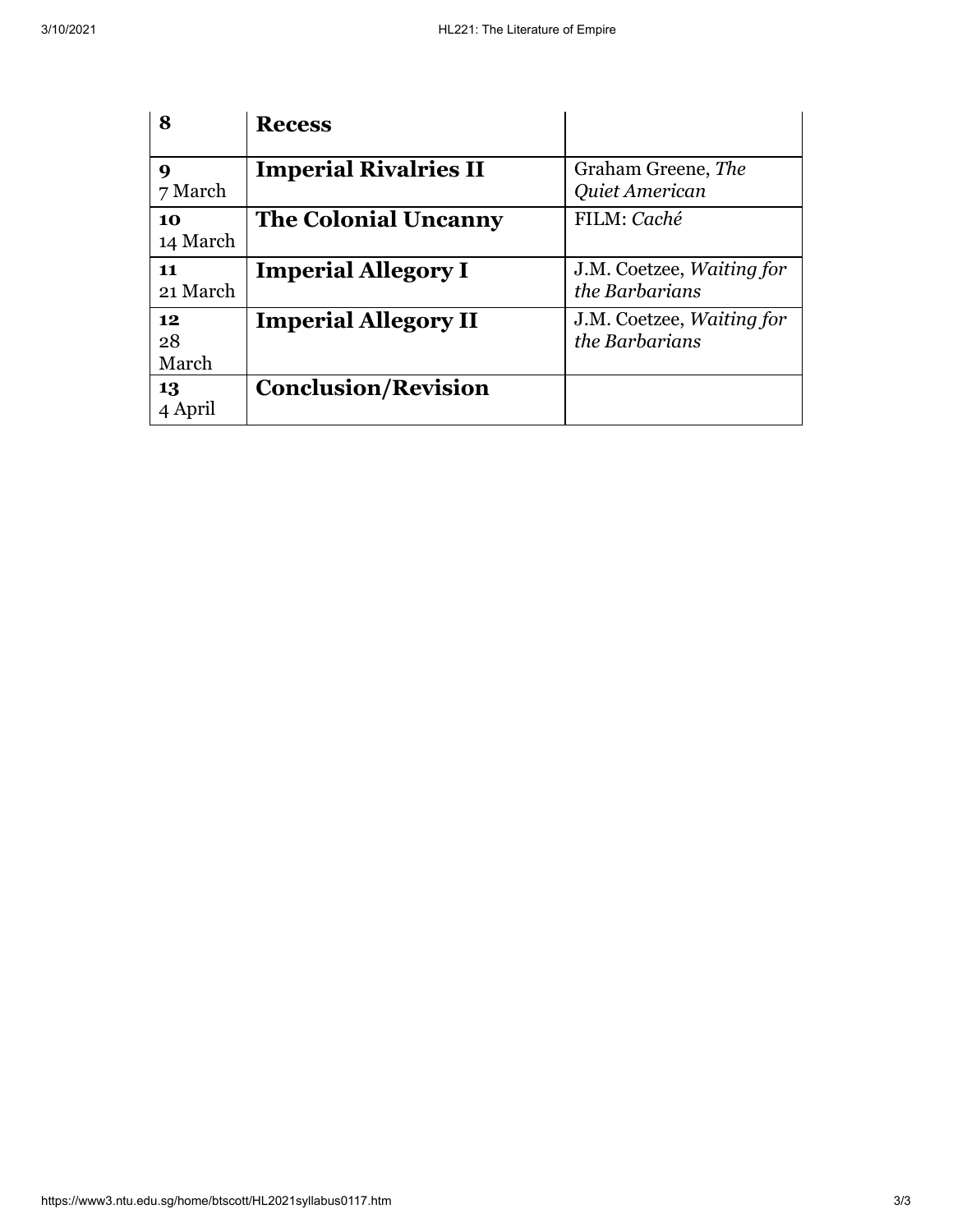| | | |
|---|---|---|
| **8** | **Recess** | |
| **9**<br>7 March | **Imperial Rivalries II** | Graham Greene, *The Quiet American* |
| **10**<br>14 March | **The Colonial Uncanny** | FILM: *Caché* |
| **11**<br>21 March | **Imperial Allegory I** | J.M. Coetzee, *Waiting for the Barbarians* |
| **12**<br>28 March | **Imperial Allegory II** | J.M. Coetzee, *Waiting for the Barbarians* |
| **13**<br>4 April | **Conclusion/Revision** | |